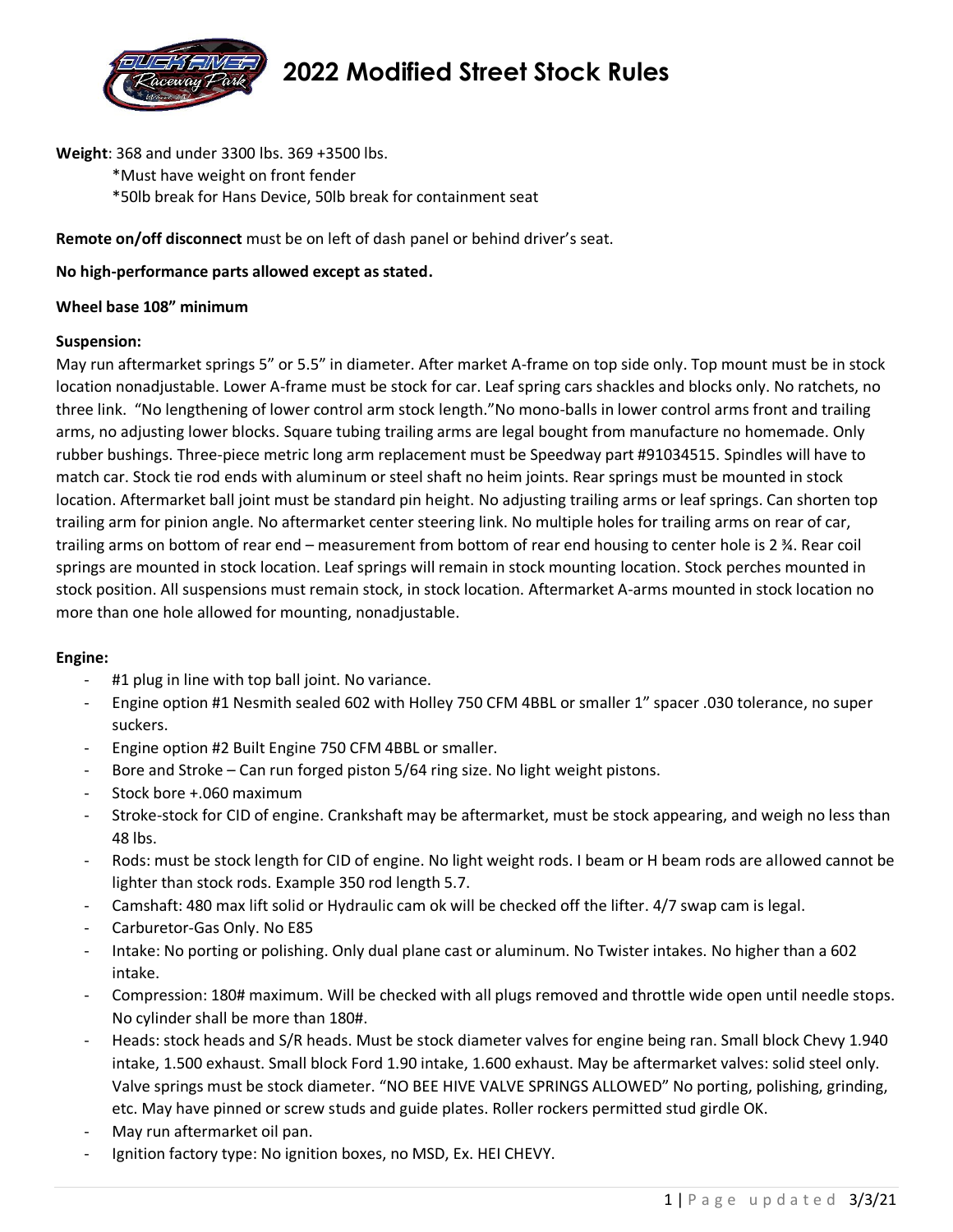# 2022 Modified Street Stock Rules

**Weight**: 368 and under 3300 lbs. 369 +3500 lbs.

*Must have weight on front fender
*50lb break for Hans Device, 50lb break for containment seat

**Remote on/off disconnect** must be on left of dash panel or behind driver's seat.

**No high-performance parts allowed except as stated.**

**Wheel base 108" minimum**

**Suspension:**

May run aftermarket springs 5" or 5.5" in diameter. After market A-frame on top side only. Top mount must be in stock location nonadjustable. Lower A-frame must be stock for car. Leaf spring cars shackles and blocks only. No ratchets, no three link. "No lengthening of lower control arm stock length."No mono-balls in lower control arms front and trailing arms, no adjusting lower blocks. Square tubing trailing arms are legal bought from manufacture no homemade. Only rubber bushings. Three-piece metric long arm replacement must be Speedway part #91034515. Spindles will have to match car. Stock tie rod ends with aluminum or steel shaft no heim joints. Rear springs must be mounted in stock location. Aftermarket ball joint must be standard pin height. No adjusting trailing arms or leaf springs. Can shorten top trailing arm for pinion angle. No aftermarket center steering link. No multiple holes for trailing arms on rear of car, trailing arms on bottom of rear end – measurement from bottom of rear end housing to center hole is 2 ¾. Rear coil springs are mounted in stock location. Leaf springs will remain in stock mounting location. Stock perches mounted in stock position. All suspensions must remain stock, in stock location. Aftermarket A-arms mounted in stock location no more than one hole allowed for mounting, nonadjustable.

**Engine:**

- #1 plug in line with top ball joint. No variance.
- Engine option #1 Nesmith sealed 602 with Holley 750 CFM 4BBL or smaller 1" spacer .030 tolerance, no super suckers.
- Engine option #2 Built Engine 750 CFM 4BBL or smaller.
- Bore and Stroke – Can run forged piston 5/64 ring size. No light weight pistons.
- Stock bore +.060 maximum
- Stroke-stock for CID of engine. Crankshaft may be aftermarket, must be stock appearing, and weigh no less than 48 lbs.
- Rods: must be stock length for CID of engine. No light weight rods. I beam or H beam rods are allowed cannot be lighter than stock rods. Example 350 rod length 5.7.
- Camshaft: 480 max lift solid or Hydraulic cam ok will be checked off the lifter. 4/7 swap cam is legal.
- Carburetor-Gas Only. No E85
- Intake: No porting or polishing. Only dual plane cast or aluminum. No Twister intakes. No higher than a 602 intake.
- Compression: 180# maximum. Will be checked with all plugs removed and throttle wide open until needle stops. No cylinder shall be more than 180#.
- Heads: stock heads and S/R heads. Must be stock diameter valves for engine being ran. Small block Chevy 1.940 intake, 1.500 exhaust. Small block Ford 1.90 intake, 1.600 exhaust. May be aftermarket valves: solid steel only. Valve springs must be stock diameter. "NO BEE HIVE VALVE SPRINGS ALLOWED" No porting, polishing, grinding, etc. May have pinned or screw studs and guide plates. Roller rockers permitted stud girdle OK.
- May run aftermarket oil pan.
- Ignition factory type: No ignition boxes, no MSD, Ex. HEI CHEVY.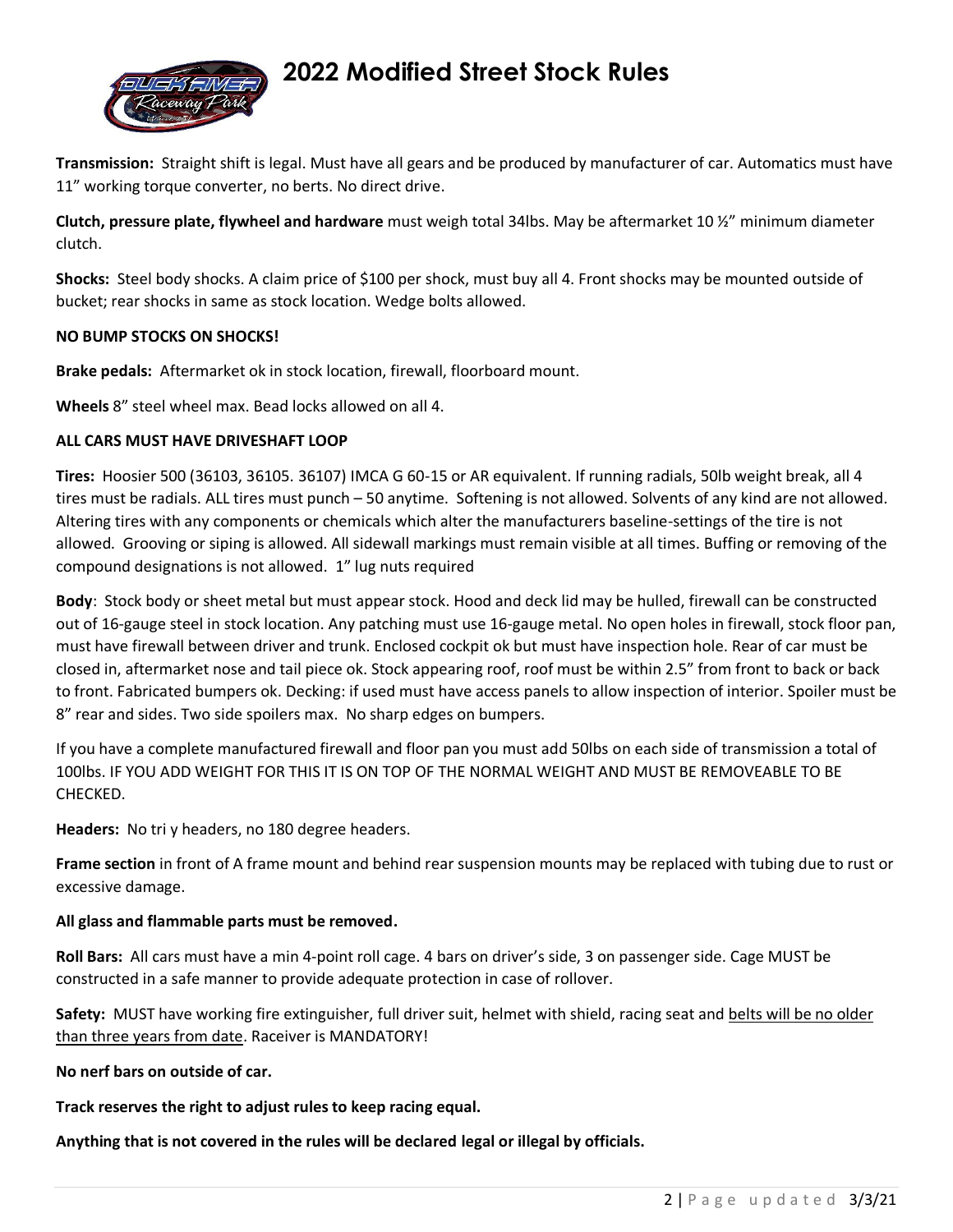# 2022 Modified Street Stock Rules

**Transmission:** Straight shift is legal. Must have all gears and be produced by manufacturer of car. Automatics must have 11" working torque converter, no berts. No direct drive.

**Clutch, pressure plate, flywheel and hardware** must weigh total 34lbs. May be aftermarket 10 ½" minimum diameter clutch.

**Shocks:** Steel body shocks. A claim price of $100 per shock, must buy all 4. Front shocks may be mounted outside of bucket; rear shocks in same as stock location. Wedge bolts allowed.

**NO BUMP STOCKS ON SHOCKS!**

**Brake pedals:** Aftermarket ok in stock location, firewall, floorboard mount.

**Wheels** 8" steel wheel max. Bead locks allowed on all 4.

**ALL CARS MUST HAVE DRIVESHAFT LOOP**

**Tires:** Hoosier 500 (36103, 36105. 36107) IMCA G 60-15 or AR equivalent. If running radials, 50lb weight break, all 4 tires must be radials. ALL tires must punch – 50 anytime. Softening is not allowed. Solvents of any kind are not allowed. Altering tires with any components or chemicals which alter the manufacturers baseline-settings of the tire is not allowed. Grooving or siping is allowed. All sidewall markings must remain visible at all times. Buffing or removing of the compound designations is not allowed. 1" lug nuts required

**Body**: Stock body or sheet metal but must appear stock. Hood and deck lid may be hulled, firewall can be constructed out of 16-gauge steel in stock location. Any patching must use 16-gauge metal. No open holes in firewall, stock floor pan, must have firewall between driver and trunk. Enclosed cockpit ok but must have inspection hole. Rear of car must be closed in, aftermarket nose and tail piece ok. Stock appearing roof, roof must be within 2.5" from front to back or back to front. Fabricated bumpers ok. Decking: if used must have access panels to allow inspection of interior. Spoiler must be 8" rear and sides. Two side spoilers max. No sharp edges on bumpers.

If you have a complete manufactured firewall and floor pan you must add 50lbs on each side of transmission a total of 100lbs. IF YOU ADD WEIGHT FOR THIS IT IS ON TOP OF THE NORMAL WEIGHT AND MUST BE REMOVEABLE TO BE CHECKED.

**Headers:** No tri y headers, no 180 degree headers.

**Frame section** in front of A frame mount and behind rear suspension mounts may be replaced with tubing due to rust or excessive damage.

**All glass and flammable parts must be removed.**

**Roll Bars:** All cars must have a min 4-point roll cage. 4 bars on driver's side, 3 on passenger side. Cage MUST be constructed in a safe manner to provide adequate protection in case of rollover.

**Safety:** MUST have working fire extinguisher, full driver suit, helmet with shield, racing seat and belts will be no older than three years from date. Raceiver is MANDATORY!

**No nerf bars on outside of car.**

**Track reserves the right to adjust rules to keep racing equal.**

**Anything that is not covered in the rules will be declared legal or illegal by officials.**